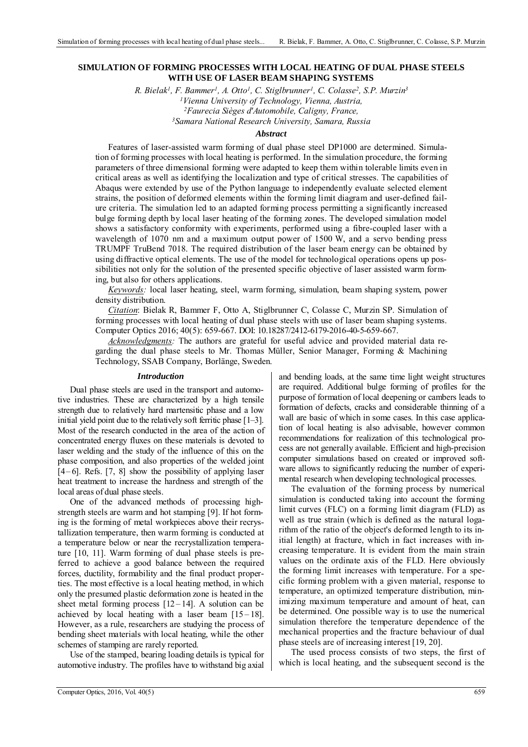# SIMULATION OF FORMING PROCESSES WITH LOCAL HEATING OF DUAL PHASE STEELS WITH USE OF LASER BEAM SHAPING SYSTEMS

*R. Bielak[1], F. Bammer[1], A. Otto[1], C. Stiglbrunner[1], C. Colasse[2], S.P. Murzin[3]*

*[1]Vienna University of Technology, Vienna, Austria,*
*[2]Faurecia Sièges d'Automobile, Caligny, France,*
*[3]Samara National Research University, Samara, Russia*

### *Abstract*

Features of laser-assisted warm forming of dual phase steel DP1000 are determined. Simulation of forming processes with local heating is performed. In the simulation procedure, the forming parameters of three dimensional forming were adapted to keep them within tolerable limits even in critical areas as well as identifying the localization and type of critical stresses. The capabilities of Abaqus were extended by use of the Python language to independently evaluate selected element strains, the position of deformed elements within the forming limit diagram and user-defined failure criteria. The simulation led to an adapted forming process permitting a significantly increased bulge forming depth by local laser heating of the forming zones. The developed simulation model shows a satisfactory conformity with experiments, performed using a fibre-coupled laser with a wavelength of 1070 nm and a maximum output power of 1500 W, and a servo bending press TRUMPF TruBend 7018. The required distribution of the laser beam energy can be obtained by using diffractive optical elements. The use of the model for technological operations opens up possibilities not only for the solution of the presented specific objective of laser assisted warm forming, but also for others applications.

*Keywords:* local laser heating, steel, warm forming, simulation, beam shaping system, power density distribution.

*Citation*: Bielak R, Bammer F, Otto A, Stiglbrunner C, Colasse C, Murzin SP. Simulation of forming processes with local heating of dual phase steels with use of laser beam shaping systems. Computer Optics 2016; 40(5): 659-667. DOI: 10.18287/2412-6179-2016-40-5-659-667.

*Acknowledgments:* The authors are grateful for useful advice and provided material data regarding the dual phase steels to Mr. Thomas Müller, Senior Manager, Forming & Machining Technology, SSAB Company, Borlänge, Sweden.

## *Introduction*

Dual phase steels are used in the transport and automotive industries. These are characterized by a high tensile strength due to relatively hard martensitic phase and a low initial yield point due to the relatively soft ferritic phase [1–3]. Most of the research conducted in the area of the action of concentrated energy fluxes on these materials is devoted to laser welding and the study of the influence of this on the phase composition, and also properties of the welded joint [4–6]. Refs. [7, 8] show the possibility of applying laser heat treatment to increase the hardness and strength of the local areas of dual phase steels.

One of the advanced methods of processing high-strength steels are warm and hot stamping [9]. If hot forming is the forming of metal workpieces above their recrystallization temperature, then warm forming is conducted at a temperature below or near the recrystallization temperature [10, 11]. Warm forming of dual phase steels is preferred to achieve a good balance between the required forces, ductility, formability and the final product properties. The most effective is a local heating method, in which only the presumed plastic deformation zone is heated in the sheet metal forming process [12–14]. A solution can be achieved by local heating with a laser beam [15–18]. However, as a rule, researchers are studying the process of bending sheet materials with local heating, while the other schemes of stamping are rarely reported.

Use of the stamped, bearing loading details is typical for automotive industry. The profiles have to withstand big axial and bending loads, at the same time light weight structures are required. Additional bulge forming of profiles for the purpose of formation of local deepening or cambers leads to formation of defects, cracks and considerable thinning of a wall are basic of which in some cases. In this case application of local heating is also advisable, however common recommendations for realization of this technological process are not generally available. Efficient and high-precision computer simulations based on created or improved software allows to significantly reducing the number of experimental research when developing technological processes.

The evaluation of the forming process by numerical simulation is conducted taking into account the forming limit curves (FLC) on a forming limit diagram (FLD) as well as true strain (which is defined as the natural logarithm of the ratio of the object's deformed length to its initial length) at fracture, which in fact increases with increasing temperature. It is evident from the main strain values on the ordinate axis of the FLD. Here obviously the forming limit increases with temperature. For a specific forming problem with a given material, response to temperature, an optimized temperature distribution, minimizing maximum temperature and amount of heat, can be determined. One possible way is to use the numerical simulation therefore the temperature dependence of the mechanical properties and the fracture behaviour of dual phase steels are of increasing interest [19, 20].

The used process consists of two steps, the first of which is local heating, and the subsequent second is the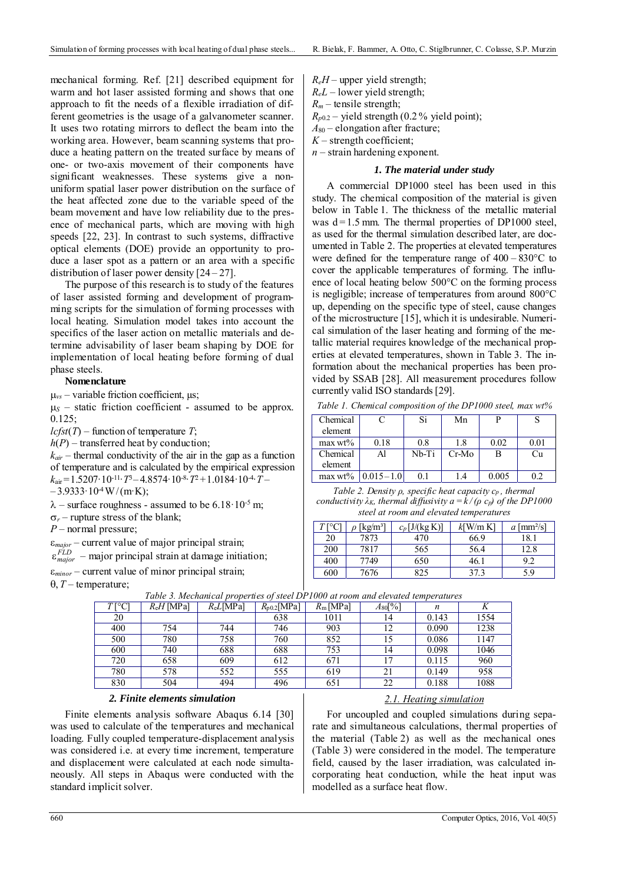mechanical forming. Ref. [21] described equipment for warm and hot laser assisted forming and shows that one approach to fit the needs of a flexible irradiation of different geometries is the usage of a galvanometer scanner. It uses two rotating mirrors to deflect the beam into the working area. However, beam scanning systems that produce a heating pattern on the treated surface by means of one- or two-axis movement of their components have significant weaknesses. These systems give a non-uniform spatial laser power distribution on the surface of the heat affected zone due to the variable speed of the beam movement and have low reliability due to the presence of mechanical parts, which are moving with high speeds [22, 23]. In contrast to such systems, diffractive optical elements (DOE) provide an opportunity to produce a laser spot as a pattern or an area with a specific distribution of laser power density [24 – 27].

The purpose of this research is to study of the features of laser assisted forming and development of programming scripts for the simulation of forming processes with local heating. Simulation model takes into account the specifics of the laser action on metallic materials and determine advisability of laser beam shaping by DOE for implementation of local heating before forming of dual phase steels.

**Nomenclature**

$\mu_{vs}$ – variable friction coefficient, μs;

$\mu_S$ – static friction coefficient - assumed to be approx. 0.125;

$lcfst(T)$ – function of temperature $T$;

$h(P)$ – transferred heat by conduction;

$k_{air}$ – thermal conductivity of the air in the gap as a function of temperature and is calculated by the empirical expression $k_{air} = 1.5207\cdot10^{-11}\cdot T^3 - 4.8574\cdot10^{-8}\cdot T^2 + 1.0184\cdot10^{-4}\cdot T - 3.9333\cdot10^{-4}$ W/(m·K);

$\lambda$ – surface roughness - assumed to be $6.18\cdot10^{-5}$ m;

$\sigma_r$ – rupture stress of the blank;

$P$ – normal pressure;

$\varepsilon_{major}$ – current value of major principal strain;

$\varepsilon_{major}^{FLD}$ – major principal strain at damage initiation;

$\varepsilon_{minor}$ – current value of minor principal strain;

$\theta$, $T$ – temperature;

$R_eH$ – upper yield strength;

$R_eL$ – lower yield strength;

$R_m$ – tensile strength;

$R_{p0.2}$ – yield strength (0.2 % yield point);

$A_{80}$ – elongation after fracture;

$K$ – strength coefficient;

$n$ – strain hardening exponent.

### *1. The material under study*

A commercial DP1000 steel has been used in this study. The chemical composition of the material is given below in Table 1. The thickness of the metallic material was d = 1.5 mm. The thermal properties of DP1000 steel, as used for the thermal simulation described later, are documented in Table 2. The properties at elevated temperatures were defined for the temperature range of 400 – 830°C to cover the applicable temperatures of forming. The influence of local heating below 500°C on the forming process is negligible; increase of temperatures from around 800°C up, depending on the specific type of steel, cause changes of the microstructure [15], which it is undesirable. Numerical simulation of the laser heating and forming of the metallic material requires knowledge of the mechanical properties at elevated temperatures, shown in Table 3. The information about the mechanical properties has been provided by SSAB [28]. All measurement procedures follow currently valid ISO standards [29].

*Table 1. Chemical composition of the DP1000 steel, max wt%*

| Chemical element | C | Si | Mn | P | S |
|---|---|---|---|---|---|
| max wt% | 0.18 | 0.8 | 1.8 | 0.02 | 0.01 |
| Chemical element | Al | Nb-Ti | Cr-Mo | B | Cu |
| max wt% | 0.015 – 1.0 | 0.1 | 1.4 | 0.005 | 0.2 |

*Table 2. Density ρ, specific heat capacity $c_p$, thermal conductivity $\lambda_K$, thermal diffusivity $a = k / (\rho\ c_p)$ of the DP1000 steel at room and elevated temperatures*

| $T$ [°C] | $\rho$ [kg/m³] | $c_p$ [J/(kg K)] | $k$[W/m K] | $a$ [mm²/s] |
|---|---|---|---|---|
| 20 | 7873 | 470 | 66.9 | 18.1 |
| 200 | 7817 | 565 | 56.4 | 12.8 |
| 400 | 7749 | 650 | 46.1 | 9.2 |
| 600 | 7676 | 825 | 37.3 | 5.9 |

*Table 3. Mechanical properties of steel DP1000 at room and elevated temperatures*

| $T$ [°C] | $R_eH$ [MPa] | $R_eL$[MPa] | $R_{p0.2}$[MPa] | $R_m$ [MPa] | $A_{80}$[%] | $n$ | $K$ |
|---|---|---|---|---|---|---|---|
| 20 | | | 638 | 1011 | 14 | 0.143 | 1554 |
| 400 | 754 | 744 | 746 | 903 | 12 | 0.090 | 1238 |
| 500 | 780 | 758 | 760 | 852 | 15 | 0.086 | 1147 |
| 600 | 740 | 688 | 688 | 753 | 14 | 0.098 | 1046 |
| 720 | 658 | 609 | 612 | 671 | 17 | 0.115 | 960 |
| 780 | 578 | 552 | 555 | 619 | 21 | 0.149 | 958 |
| 830 | 504 | 494 | 496 | 651 | 22 | 0.188 | 1088 |

### *2. Finite elements simulation*

Finite elements analysis software Abaqus 6.14 [30] was used to calculate of the temperatures and mechanical loading. Fully coupled temperature-displacement analysis was considered i.e. at every time increment, temperature and displacement were calculated at each node simultaneously. All steps in Abaqus were conducted with the standard implicit solver.

#### *2.1. Heating simulation*

For uncoupled and coupled simulations during separate and simultaneous calculations, thermal properties of the material (Table 2) as well as the mechanical ones (Table 3) were considered in the model. The temperature field, caused by the laser irradiation, was calculated incorporating heat conduction, while the heat input was modelled as a surface heat flow.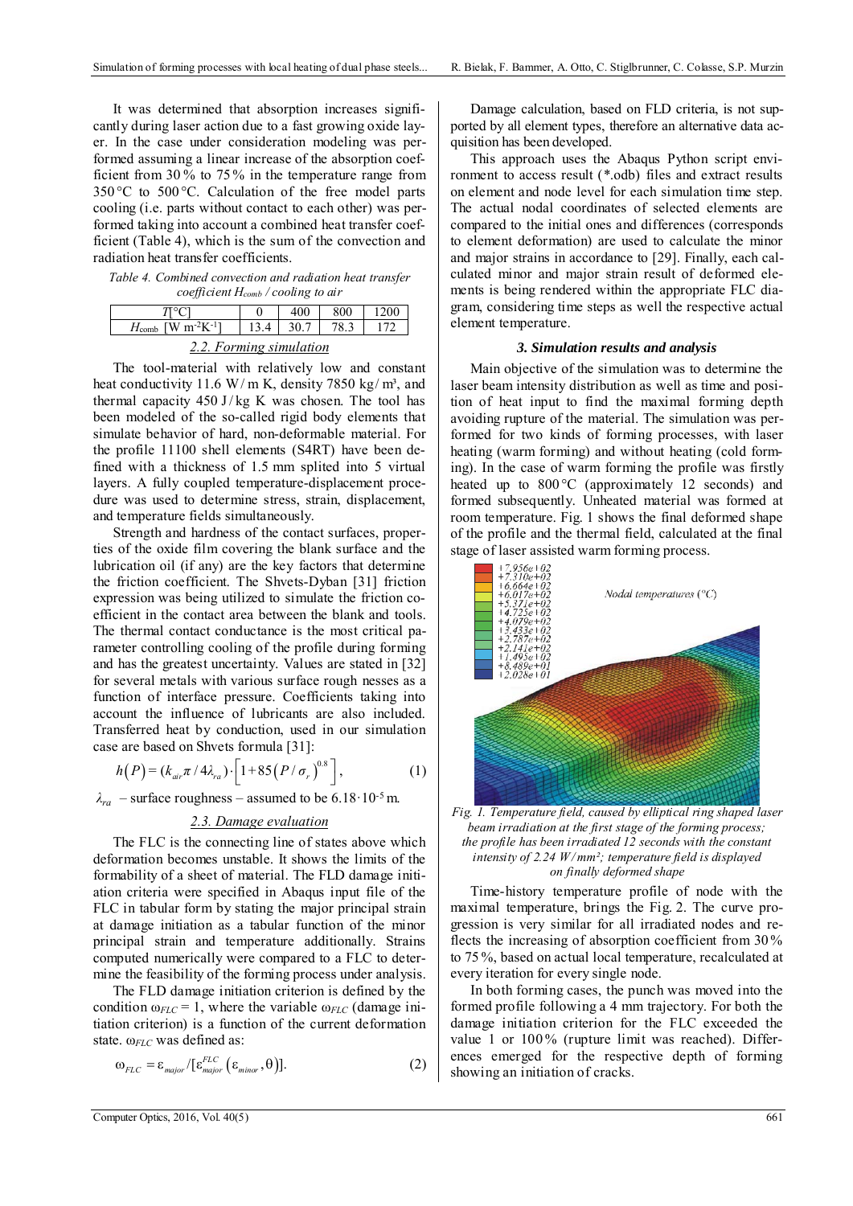It was determined that absorption increases significantly during laser action due to a fast growing oxide layer. In the case under consideration modeling was performed assuming a linear increase of the absorption coefficient from 30 % to 75 % in the temperature range from 350 °C to 500 °C. Calculation of the free model parts cooling (i.e. parts without contact to each other) was performed taking into account a combined heat transfer coefficient (Table 4), which is the sum of the convection and radiation heat transfer coefficients.

*Table 4. Combined convection and radiation heat transfer coefficient $H_{comb}$ / cooling to air*

| $T$[°C] | 0 | 400 | 800 | 1200 |
|---|---|---|---|---|
| $H_{comb}$ [W m$^{-2}$K$^{-1}$] | 13.4 | 30.7 | 78.3 | 172 |

### 2.2. Forming simulation

The tool-material with relatively low and constant heat conductivity 11.6 W / m K, density 7850 kg / m³, and thermal capacity 450 J / kg K was chosen. The tool has been modeled of the so-called rigid body elements that simulate behavior of hard, non-deformable material. For the profile 11100 shell elements (S4RT) have been defined with a thickness of 1.5 mm splited into 5 virtual layers. A fully coupled temperature-displacement procedure was used to determine stress, strain, displacement, and temperature fields simultaneously.

Strength and hardness of the contact surfaces, properties of the oxide film covering the blank surface and the lubrication oil (if any) are the key factors that determine the friction coefficient. The Shvets-Dyban [31] friction expression was being utilized to simulate the friction coefficient in the contact area between the blank and tools. The thermal contact conductance is the most critical parameter controlling cooling of the profile during forming and has the greatest uncertainty. Values are stated in [32] for several metals with various surface rough nesses as a function of interface pressure. Coefficients taking into account the influence of lubricants are also included. Transferred heat by conduction, used in our simulation case are based on Shvets formula [31]:

$$h(P) = (k_{air}\pi / 4\lambda_{ra}) \cdot \left[1 + 85\left(P / \sigma_r\right)^{0.8}\right], \qquad (1)$$

$\lambda_{ra}$ – surface roughness – assumed to be $6.18 \cdot 10^{-5}$ m.

### 2.3. Damage evaluation

The FLC is the connecting line of states above which deformation becomes unstable. It shows the limits of the formability of a sheet of material. The FLD damage initiation criteria were specified in Abaqus input file of the FLC in tabular form by stating the major principal strain at damage initiation as a tabular function of the minor principal strain and temperature additionally. Strains computed numerically were compared to a FLC to determine the feasibility of the forming process under analysis.

The FLD damage initiation criterion is defined by the condition $\omega_{FLC} = 1$, where the variable $\omega_{FLC}$ (damage initiation criterion) is a function of the current deformation state. $\omega_{FLC}$ was defined as:

$$\omega_{FLC} = \varepsilon_{major} / [\varepsilon^{FLC}_{major}\left(\varepsilon_{minor}, \theta\right)]. \qquad (2)$$

Damage calculation, based on FLD criteria, is not supported by all element types, therefore an alternative data acquisition has been developed.

This approach uses the Abaqus Python script environment to access result (*.odb) files and extract results on element and node level for each simulation time step. The actual nodal coordinates of selected elements are compared to the initial ones and differences (corresponds to element deformation) are used to calculate the minor and major strains in accordance to [29]. Finally, each calculated minor and major strain result of deformed elements is being rendered within the appropriate FLC diagram, considering time steps as well the respective actual element temperature.

## 3. Simulation results and analysis

Main objective of the simulation was to determine the laser beam intensity distribution as well as time and position of heat input to find the maximal forming depth avoiding rupture of the material. The simulation was performed for two kinds of forming processes, with laser heating (warm forming) and without heating (cold forming). In the case of warm forming the profile was firstly heated up to 800 °C (approximately 12 seconds) and formed subsequently. Unheated material was formed at room temperature. Fig. 1 shows the final deformed shape of the profile and the thermal field, calculated at the final stage of laser assisted warm forming process.

*Fig. 1. Temperature field, caused by elliptical ring shaped laser beam irradiation at the first stage of the forming process; the profile has been irradiated 12 seconds with the constant intensity of 2.24 W / mm²; temperature field is displayed on finally deformed shape*

Time-history temperature profile of node with the maximal temperature, brings the Fig. 2. The curve progression is very similar for all irradiated nodes and reflects the increasing of absorption coefficient from 30 % to 75 %, based on actual local temperature, recalculated at every iteration for every single node.

In both forming cases, the punch was moved into the formed profile following a 4 mm trajectory. For both the damage initiation criterion for the FLC exceeded the value 1 or 100 % (rupture limit was reached). Differences emerged for the respective depth of forming showing an initiation of cracks.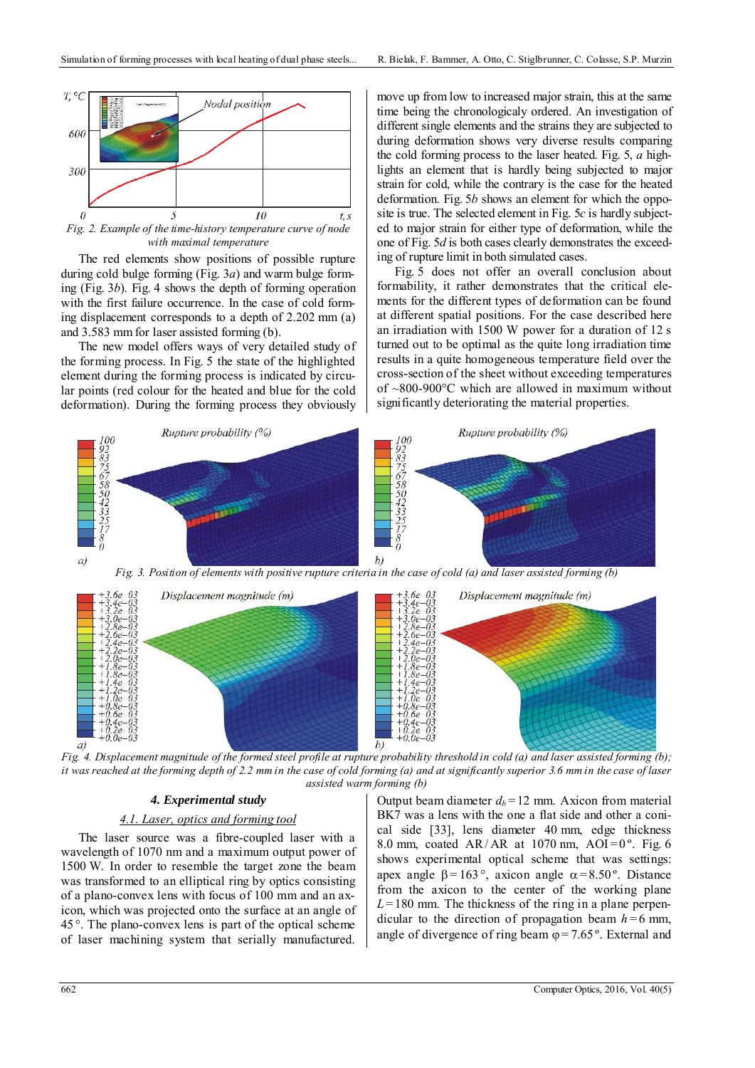Fig. 2. Example of the time-history temperature curve of node with maximal temperature

The red elements show positions of possible rupture during cold bulge forming (Fig. 3*a*) and warm bulge forming (Fig. 3*b*). Fig. 4 shows the depth of forming operation with the first failure occurrence. In the case of cold forming displacement corresponds to a depth of 2.202 mm (a) and 3.583 mm for laser assisted forming (b).

The new model offers ways of very detailed study of the forming process. In Fig. 5 the state of the highlighted element during the forming process is indicated by circular points (red colour for the heated and blue for the cold deformation). During the forming process they obviously move up from low to increased major strain, this at the same time being the chronologicaly ordered. An investigation of different single elements and the strains they are subjected to during deformation shows very diverse results comparing the cold forming process to the laser heated. Fig. 5, *a* highlights an element that is hardly being subjected to major strain for cold, while the contrary is the case for the heated deformation. Fig. 5*b* shows an element for which the opposite is true. The selected element in Fig. 5*c* is hardly subjected to major strain for either type of deformation, while the one of Fig. 5*d* is both cases clearly demonstrates the exceeding of rupture limit in both simulated cases.

Fig. 5 does not offer an overall conclusion about formability, it rather demonstrates that the critical elements for the different types of deformation can be found at different spatial positions. For the case described here an irradiation with 1500 W power for a duration of 12 s turned out to be optimal as the quite long irradiation time results in a quite homogeneous temperature field over the cross-section of the sheet without exceeding temperatures of ~800-900°C which are allowed in maximum without significantly deteriorating the material properties.

Fig. 3. Position of elements with positive rupture criteria in the case of cold (a) and laser assisted forming (b)

Fig. 4. Displacement magnitude of the formed steel profile at rupture probability threshold in cold (a) and laser assisted forming (b); it was reached at the forming depth of 2.2 mm in the case of cold forming (a) and at significantly superior 3.6 mm in the case of laser assisted warm forming (b)

## 4. Experimental study

### 4.1. Laser, optics and forming tool

The laser source was a fibre-coupled laser with a wavelength of 1070 nm and a maximum output power of 1500 W. In order to resemble the target zone the beam was transformed to an elliptical ring by optics consisting of a plano-convex lens with focus of 100 mm and an axicon, which was projected onto the surface at an angle of 45°. The plano-convex lens is part of the optical scheme of laser machining system that serially manufactured. Output beam diameter $d_b = 12$ mm. Axicon from material BK7 was a lens with the one a flat side and other a conical side [33], lens diameter 40 mm, edge thickness 8.0 mm, coated AR/AR at 1070 nm, AOI = 0°. Fig. 6 shows experimental optical scheme that was settings: apex angle $\beta = 163°$, axicon angle $\alpha = 8.50°$. Distance from the axicon to the center of the working plane $L = 180$ mm. The thickness of the ring in a plane perpendicular to the direction of propagation beam $h = 6$ mm, angle of divergence of ring beam $\varphi = 7.65°$. External and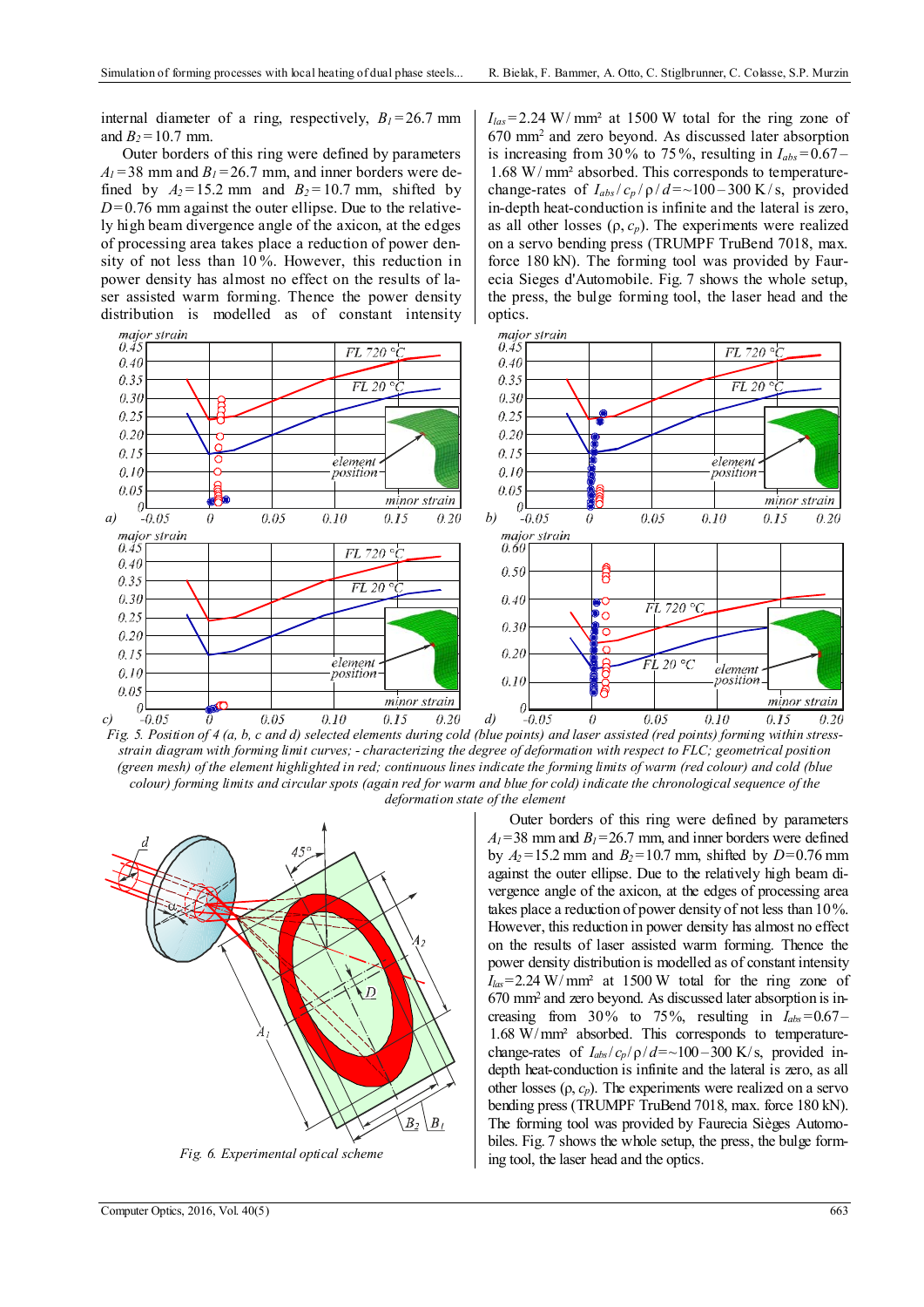internal diameter of a ring, respectively, $B_1 = 26.7$ mm and $B_2 = 10.7$ mm.

Outer borders of this ring were defined by parameters $A_1 = 38$ mm and $B_1 = 26.7$ mm, and inner borders were defined by $A_2 = 15.2$ mm and $B_2 = 10.7$ mm, shifted by $D = 0.76$ mm against the outer ellipse. Due to the relatively high beam divergence angle of the axicon, at the edges of processing area takes place a reduction of power density of not less than 10 %. However, this reduction in power density has almost no effect on the results of laser assisted warm forming. Thence the power density distribution is modelled as of constant intensity $I_{las} = 2.24$ W / mm² at 1500 W total for the ring zone of 670 mm² and zero beyond. As discussed later absorption is increasing from 30 % to 75 %, resulting in $I_{abs} = 0.67$ – 1.68 W / mm² absorbed. This corresponds to temperature-change-rates of $I_{abs} / c_p / \rho / d = \sim 100 – 300$ K / s, provided in-depth heat-conduction is infinite and the lateral is zero, as all other losses ($\rho$, $c_p$). The experiments were realized on a servo bending press (TRUMPF TruBend 7018, max. force 180 kN). The forming tool was provided by Faurecia Sieges d'Automobile. Fig. 7 shows the whole setup, the press, the bulge forming tool, the laser head and the optics.

Fig. 5. Position of 4 (a, b, c and d) selected elements during cold (blue points) and laser assisted (red points) forming within stress-strain diagram with forming limit curves; - characterizing the degree of deformation with respect to FLC; geometrical position (green mesh) of the element highlighted in red; continuous lines indicate the forming limits of warm (red colour) and cold (blue colour) forming limits and circular spots (again red for warm and blue for cold) indicate the chronological sequence of the deformation state of the element

Fig. 6. Experimental optical scheme

Outer borders of this ring were defined by parameters $A_1 = 38$ mm and $B_1 = 26.7$ mm, and inner borders were defined by $A_2 = 15.2$ mm and $B_2 = 10.7$ mm, shifted by $D = 0.76$ mm against the outer ellipse. Due to the relatively high beam divergence angle of the axicon, at the edges of processing area takes place a reduction of power density of not less than 10 %. However, this reduction in power density has almost no effect on the results of laser assisted warm forming. Thence the power density distribution is modelled as of constant intensity $I_{las} = 2.24$ W / mm² at 1500 W total for the ring zone of 670 mm² and zero beyond. As discussed later absorption is increasing from 30 % to 75 %, resulting in $I_{abs} = 0.67$ – 1.68 W / mm² absorbed. This corresponds to temperature-change-rates of $I_{abs} / c_p / \rho / d = \sim 100 – 300$ K / s, provided in-depth heat-conduction is infinite and the lateral is zero, as all other losses ($\rho$, $c_p$). The experiments were realized on a servo bending press (TRUMPF TruBend 7018, max. force 180 kN). The forming tool was provided by Faurecia Sièges Automobiles. Fig. 7 shows the whole setup, the press, the bulge forming tool, the laser head and the optics.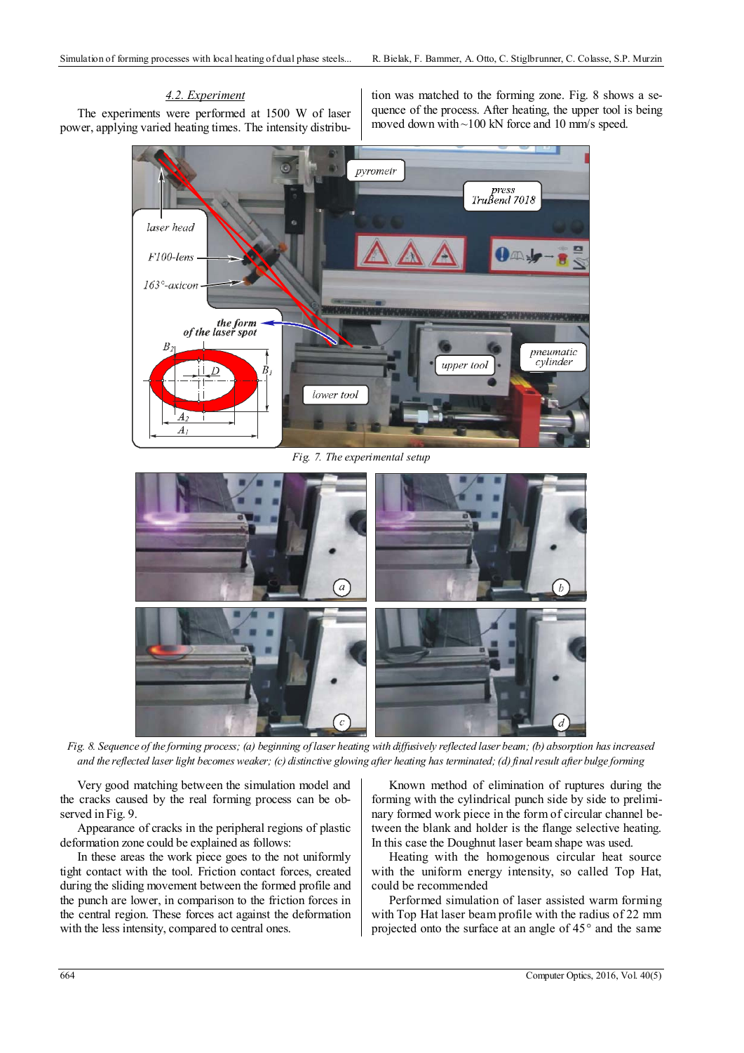### *4.2. Experiment*

The experiments were performed at 1500 W of laser power, applying varied heating times. The intensity distribution was matched to the forming zone. Fig. 8 shows a sequence of the process. After heating, the upper tool is being moved down with ~100 kN force and 10 mm/s speed.

*Fig. 7. The experimental setup*

*Fig. 8. Sequence of the forming process; (a) beginning of laser heating with diffusively reflected laser beam; (b) absorption has increased and the reflected laser light becomes weaker; (c) distinctive glowing after heating has terminated; (d) final result after bulge forming*

Very good matching between the simulation model and the cracks caused by the real forming process can be observed in Fig. 9.

Appearance of cracks in the peripheral regions of plastic deformation zone could be explained as follows:

In these areas the work piece goes to the not uniformly tight contact with the tool. Friction contact forces, created during the sliding movement between the formed profile and the punch are lower, in comparison to the friction forces in the central region. These forces act against the deformation with the less intensity, compared to central ones.

Known method of elimination of ruptures during the forming with the cylindrical punch side by side to preliminary formed work piece in the form of circular channel between the blank and holder is the flange selective heating. In this case the Doughnut laser beam shape was used.

Heating with the homogenous circular heat source with the uniform energy intensity, so called Top Hat, could be recommended

Performed simulation of laser assisted warm forming with Top Hat laser beam profile with the radius of 22 mm projected onto the surface at an angle of 45° and the same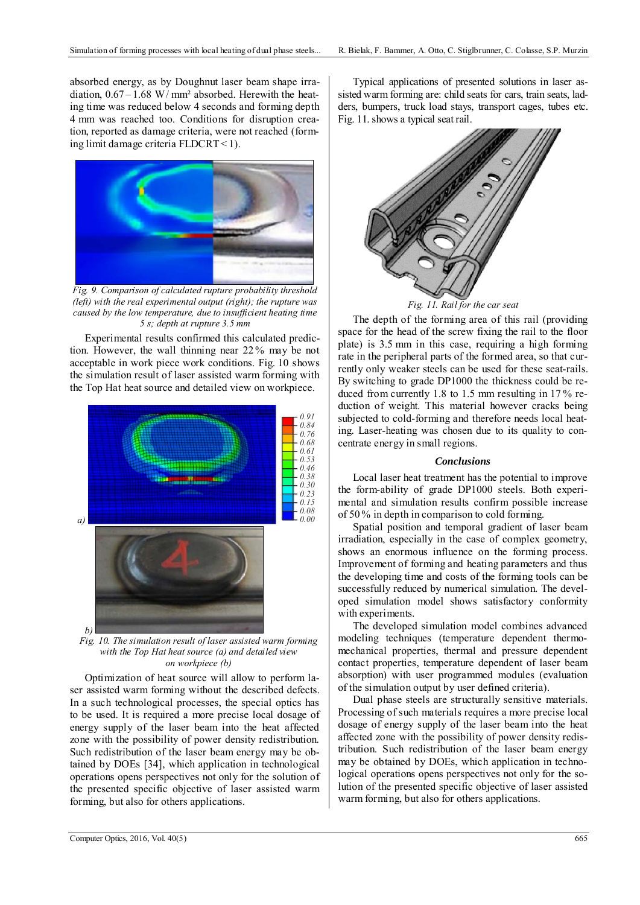absorbed energy, as by Doughnut laser beam shape irradiation, 0.67 – 1.68 W / mm² absorbed. Herewith the heating time was reduced below 4 seconds and forming depth 4 mm was reached too. Conditions for disruption creation, reported as damage criteria, were not reached (forming limit damage criteria FLDCRT < 1).

*Fig. 9. Comparison of calculated rupture probability threshold (left) with the real experimental output (right); the rupture was caused by the low temperature, due to insufficient heating time 5 s; depth at rupture 3.5 mm*

Experimental results confirmed this calculated prediction. However, the wall thinning near 22 % may be not acceptable in work piece work conditions. Fig. 10 shows the simulation result of laser assisted warm forming with the Top Hat heat source and detailed view on workpiece.

*Fig. 10. The simulation result of laser assisted warm forming with the Top Hat heat source (a) and detailed view on workpiece (b)*

Optimization of heat source will allow to perform laser assisted warm forming without the described defects. In a such technological processes, the special optics has to be used. It is required a more precise local dosage of energy supply of the laser beam into the heat affected zone with the possibility of power density redistribution. Such redistribution of the laser beam energy may be obtained by DOEs [34], which application in technological operations opens perspectives not only for the solution of the presented specific objective of laser assisted warm forming, but also for others applications.

Typical applications of presented solutions in laser assisted warm forming are: child seats for cars, train seats, ladders, bumpers, truck load stays, transport cages, tubes etc. Fig. 11. shows a typical seat rail.

*Fig. 11. Rail for the car seat*

The depth of the forming area of this rail (providing space for the head of the screw fixing the rail to the floor plate) is 3.5 mm in this case, requiring a high forming rate in the peripheral parts of the formed area, so that currently only weaker steels can be used for these seat-rails. By switching to grade DP1000 the thickness could be reduced from currently 1.8 to 1.5 mm resulting in 17 % reduction of weight. This material however cracks being subjected to cold-forming and therefore needs local heating. Laser-heating was chosen due to its quality to concentrate energy in small regions.

## *Conclusions*

Local laser heat treatment has the potential to improve the form-ability of grade DP1000 steels. Both experimental and simulation results confirm possible increase of 50 % in depth in comparison to cold forming.

Spatial position and temporal gradient of laser beam irradiation, especially in the case of complex geometry, shows an enormous influence on the forming process. Improvement of forming and heating parameters and thus the developing time and costs of the forming tools can be successfully reduced by numerical simulation. The developed simulation model shows satisfactory conformity with experiments.

The developed simulation model combines advanced modeling techniques (temperature dependent thermo-mechanical properties, thermal and pressure dependent contact properties, temperature dependent of laser beam absorption) with user programmed modules (evaluation of the simulation output by user defined criteria).

Dual phase steels are structurally sensitive materials. Processing of such materials requires a more precise local dosage of energy supply of the laser beam into the heat affected zone with the possibility of power density redistribution. Such redistribution of the laser beam energy may be obtained by DOEs, which application in technological operations opens perspectives not only for the solution of the presented specific objective of laser assisted warm forming, but also for others applications.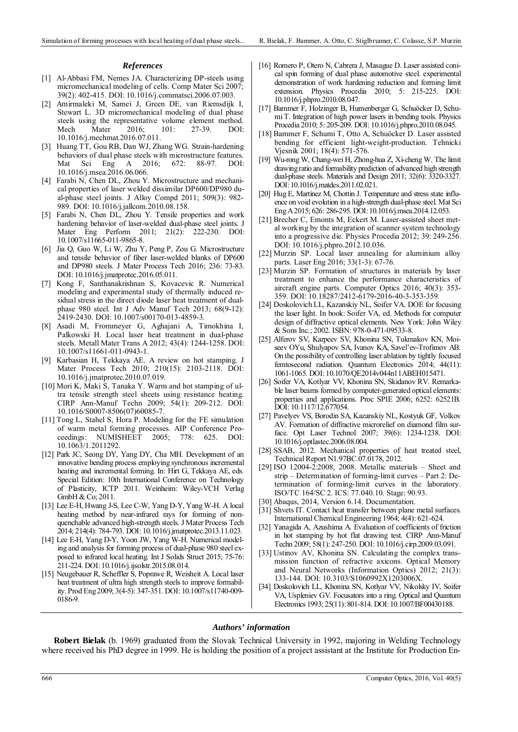### *References*

[1] Al-Abbasi FM, Nemes JA. Characterizing DP-steels using micromechanical modeling of cells. Comp Mater Sci 2007; 39(2): 402-415. DOI: 10.1016/j.commatsci.2006.07.003.

[2] Amirmaleki M, Samei J, Green DE, van Riemsdijk I, Stewart L. 3D micromechanical modeling of dual phase steels using the representative volume element method. Mech Mater 2016; 101: 27-39. DOI: 10.1016/j.mechmat.2016.07.011.

[3] Huang TT, Gou RB, Dan WJ, Zhang WG. Strain-hardening behaviors of dual phase steels with microstructure features. Mat Sci Eng A 2016; 672: 88-97. DOI: 10.1016/j.msea.2016.06.066.

[4] Farabi N, Chen DL, Zhou Y. Microstructure and mechanical properties of laser welded dissimilar DP600/DP980 dual-phase steel joints. J Alloy Compd 2011; 509(3): 982-989. DOI: 10.1016/j.jallcom.2010.08.158.

[5] Farabi N, Chen DL, Zhou Y. Tensile properties and work hardening behavior of laser-welded dual-phase steel joints. J Mater Eng Perform 2011; 21(2): 222-230. DOI: 10.1007/s11665-011-9865-8.

[6] Jia Q, Guo W, Li W, Zhu Y, Peng P, Zou G. Microstructure and tensile behavior of fiber laser-welded blanks of DP600 and DP980 steels. J Mater Process Tech 2016; 236: 73-83. DOI: 10.1016/j.jmatprotec.2016.05.011.

[7] Kong F, Santhanakrishnan S, Kovacevic R. Numerical modeling and experimental study of thermally induced residual stress in the direct diode laser heat treatment of dual-phase 980 steel. Int J Adv Manuf Tech 2013; 68(9-12): 2419-2430. DOI: 10.1007/s00170-013-4859-3.

[8] Asadi M, Frommeyer G, Aghajani A, Timokhina I, Palkowski H. Local laser heat treatment in dual-phase steels. Metall Mater Trans A 2012; 43(4): 1244-1258. DOI: 10.1007/s11661-011-0943-1.

[9] Karbasian H, Tekkaya AE. A review on hot stamping. J Mater Process Tech 2010; 210(15): 2103-2118. DOI: 10.1016/j.jmatprotec.2010.07.019.

[10] Mori K, Maki S, Tanaka Y. Warm and hot stamping of ultra tensile strength steel sheets using resistance heating. CIRP Ann-Manuf Techn 2009; 54(1): 209-212. DOI: 10.1016/S0007-8506(07)60085-7.

[11] Tong L, Stahel S, Hora P. Modeling for the FE simulation of warm metal forming processes. AIP Conference Proceedings: NUMISHEET 2005; 778: 625. DOI: 10.1063/1.2011292.

[12] Park JC, Seong DY, Yang DY, Cha MH. Development of an innovative bending process employing synchronous incremental heating and incremental forming. In: Hirt G, Tekkaya AE, eds. Special Edition: 10th International Conference on Technology of Plasticity, ICTP 2011. Weinheim: Wiley-VCH Verlag GmbH & Co; 2011.

[13] Lee E-H, Hwang J-S, Lee C-W, Yang D-Y, Yang W-H. A local heating method by near-infrared rays for forming of non-quenchable advanced high-strength steels. J Mater Process Tech 2014; 214(4): 784-793. DOI: 10.1016/j.jmatprotec.2013.11.023.

[14] Lee E-H, Yang D-Y, Yoon JW, Yang W-H. Numerical modeling and analysis for forming process of dual-phase 980 steel exposed to infrared local heating. Int J Solids Struct 2015; 75-76: 211-224. DOI: 10.1016/j.ijsolstr.2015.08.014.

[15] Neugebauer R, Scheffler S, Poprawe R, Weisheit A. Local laser heat treatment of ultra high strength steels to improve formability. Prod Eng 2009; 3(4-5): 347-351. DOI: 10.1007/s11740-009-0186-9.

[16] Romero P, Otero N, Cabrera J, Masague D. Laser assisted conical spin forming of dual phase automotive steel. experimental demonstration of work hardening reduction and forming limit extension. Physics Procedia 2010; 5: 215-225. DOI: 10.1016/j.phpro.2010.08.047.

[17] Bammer F, Holzinger B, Humenberger G, Schuöcker D, Schumi T. Integration of high power lasers in bending tools. Physics Procedia 2010; 5: 205-209. DOI: 10.1016/j.phpro.2010.08.045.

[18] Bammer F, Schumi T, Otto A, Schuöcker D. Laser assisted bending for efficient light-weight-production. Tehnicki Vjesnik 2001; 18(4): 571-576.

[19] Wu-rong W, Chang-wei H, Zhong-hua Z, Xi-cheng W. The limit drawing ratio and formability prediction of advanced high strength dual-phase steels. Materials and Design 2011; 32(6): 3320-3327. DOI: 10.1016/j.matdes.2011.02.021.

[20] Hug E, Martinez M, Chottin J. Temperature and stress state influence on void evolution in a high-strength dual-phase steel. Mat Sci Eng A 2015; 626: 286-295. DOI: 10.1016/j.msea.2014.12.053.

[21] Brecher C, Emonts M, Eckert M. Laser-assisted sheet metal working by the integration of scanner system technology into a progressive die. Physics Procedia 2012; 39: 249-256. DOI: 10.1016/j.phpro.2012.10.036.

[22] Murzin SP. Local laser annealing for aluminium alloy parts. Laser Eng 2016; 33(1-3): 67-76.

[23] Murzin SP. Formation of structures in materials by laser treatment to enhance the performance characteristics of aircraft engine parts. Computer Optics 2016; 40(3): 353-359. DOI: 10.18287/2412-6179-2016-40-3-353-359.

[24] Doskolovich LL, Kazanskiy NL, Soifer VA. DOE for focusing the laser light. In book: Soifer VA, ed. Methods for computer design of diffractive optical elements. New York: John Wiley & Sons Inc.; 2002. ISBN: 978-0-471-09533-8.

[25] Alferov SV, Karpeev SV, Khonina SN, Tukmakov KN, Moiseev OYu, Shulyapov SA, Ivanov KA, Savel'ev-Trofimov AB. On the possibility of controlling laser ablation by tightly focused femtosecond radiation. Quantum Electronics 2014; 44(11): 1061-1065. DOI: 10.1070/QE2014v044n11ABEH015471.

[26] Soifer VA, Kotlyar VV, Khonina SN, Skidanov RV. Remarkable laser beams formed by computer-generated optical elements: properties and applications. Proc SPIE 2006; 6252: 62521B. DOI: 10.1117/12.677054.

[27] Pavelyev VS, Borodin SA, Kazanskiy NL, Kostyuk GF, Volkov AV. Formation of diffractive microrelief on diamond film surface. Opt Laser Technol 2007; 39(6): 1234-1238. DOI: 10.1016/j.optlastec.2006.08.004.

[28] SSAB, 2012. Mechanical properties of heat treated steel, Technical Report N1.97BC.07.0178, 2012.

[29] ISO 12004-2:2008, 2008. Metallic materials – Sheet and strip – Determination of forming-limit curves – Part 2: Determination of forming-limit curves in the laboratory. ISO/TC 164/SC 2. ICS: 77.040.10. Stage: 90.93.

[30] Abaqus, 2014, Version 6.14. Documentation.

[31] Shvets IT. Contact heat transfer between plane metal surfaces. International Chemical Engineering 1964; 4(4): 621-624.

[32] Yanagida A, Azushima A. Evaluation of coefficients of friction in hot stamping by hot flat drawing test. CIRP Ann-Manuf Techn 2009; 58(1): 247-250. DOI: 10.1016/j.cirp.2009.03.091.

[33] Ustinov AV, Khonina SN. Calculating the complex transmission function of refractive axicons. Optical Memory and Neural Networks (Information Optics) 2012; 21(3): 133-144. DOI: 10.3103/S1060992X1203006X.

[34] Doskolovich LL, Khonina SN, Kotlyar VV, Nikolsky IV, Soifer VA, Uspleniev GV. Focusators into a ring. Optical and Quantum Electronics 1993; 25(11): 801-814. DOI: 10.1007/BF00430188.

### *Authors' information*

**Robert Bielak** (b. 1969) graduated from the Slovak Technical University in 1992, majoring in Welding Technology where received his PhD degree in 1999. He is holding the position of a project assistant at the Institute for Production En-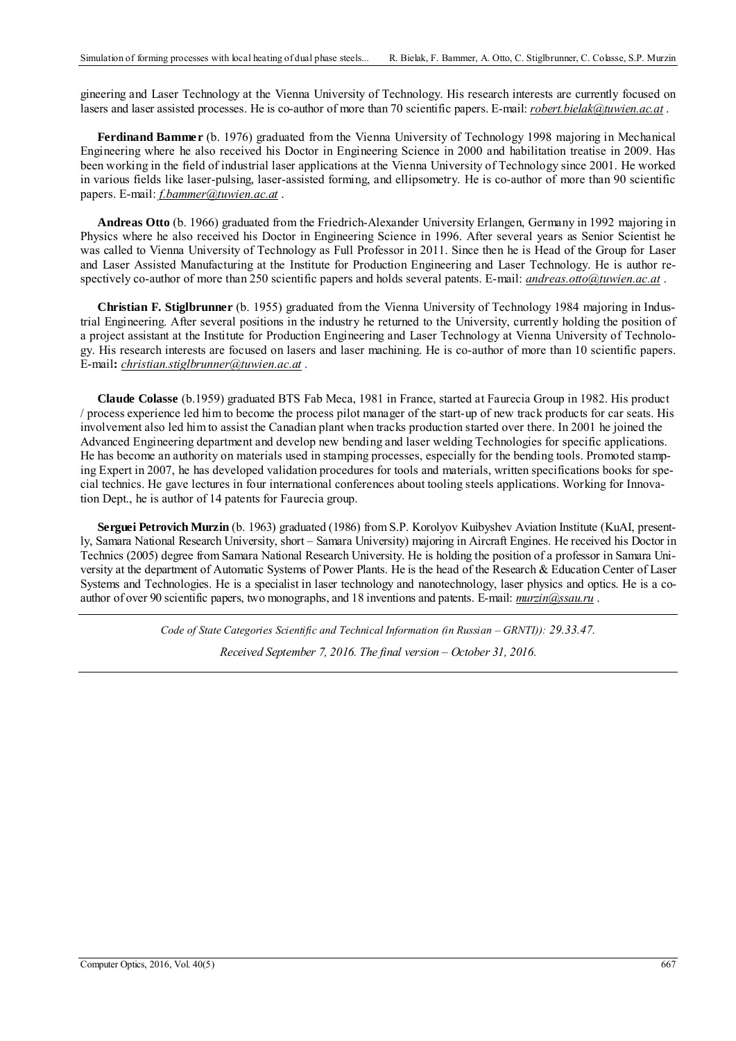gineering and Laser Technology at the Vienna University of Technology. His research interests are currently focused on lasers and laser assisted processes. He is co-author of more than 70 scientific papers. E-mail: *robert.bielak@tuwien.ac.at* .

**Ferdinand Bammer** (b. 1976) graduated from the Vienna University of Technology 1998 majoring in Mechanical Engineering where he also received his Doctor in Engineering Science in 2000 and habilitation treatise in 2009. Has been working in the field of industrial laser applications at the Vienna University of Technology since 2001. He worked in various fields like laser-pulsing, laser-assisted forming, and ellipsometry. He is co-author of more than 90 scientific papers. E-mail: *f.bammer@tuwien.ac.at* .

**Andreas Otto** (b. 1966) graduated from the Friedrich-Alexander University Erlangen, Germany in 1992 majoring in Physics where he also received his Doctor in Engineering Science in 1996. After several years as Senior Scientist he was called to Vienna University of Technology as Full Professor in 2011. Since then he is Head of the Group for Laser and Laser Assisted Manufacturing at the Institute for Production Engineering and Laser Technology. He is author respectively co-author of more than 250 scientific papers and holds several patents. E-mail: *andreas.otto@tuwien.ac.at* .

**Christian F. Stiglbrunner** (b. 1955) graduated from the Vienna University of Technology 1984 majoring in Industrial Engineering. After several positions in the industry he returned to the University, currently holding the position of a project assistant at the Institute for Production Engineering and Laser Technology at Vienna University of Technology. His research interests are focused on lasers and laser machining. He is co-author of more than 10 scientific papers. E-mail**:** *christian.stiglbrunner@tuwien.ac.at* .

**Claude Colasse** (b.1959) graduated BTS Fab Meca, 1981 in France, started at Faurecia Group in 1982. His product / process experience led him to become the process pilot manager of the start-up of new track products for car seats. His involvement also led him to assist the Canadian plant when tracks production started over there. In 2001 he joined the Advanced Engineering department and develop new bending and laser welding Technologies for specific applications. He has become an authority on materials used in stamping processes, especially for the bending tools. Promoted stamping Expert in 2007, he has developed validation procedures for tools and materials, written specifications books for special technics. He gave lectures in four international conferences about tooling steels applications. Working for Innovation Dept., he is author of 14 patents for Faurecia group.

**Serguei Petrovich Murzin** (b. 1963) graduated (1986) from S.P. Korolyov Kuibyshev Aviation Institute (KuAI, presently, Samara National Research University, short – Samara University) majoring in Aircraft Engines. He received his Doctor in Technics (2005) degree from Samara National Research University. He is holding the position of a professor in Samara University at the department of Automatic Systems of Power Plants. He is the head of the Research & Education Center of Laser Systems and Technologies. He is a specialist in laser technology and nanotechnology, laser physics and optics. He is a co-author of over 90 scientific papers, two monographs, and 18 inventions and patents. E-mail: *murzin@ssau.ru* .

---

*Code of State Categories Scientific and Technical Information (in Russian – GRNTI)): 29.33.47.*

*Received September 7, 2016. The final version – October 31, 2016.*

---